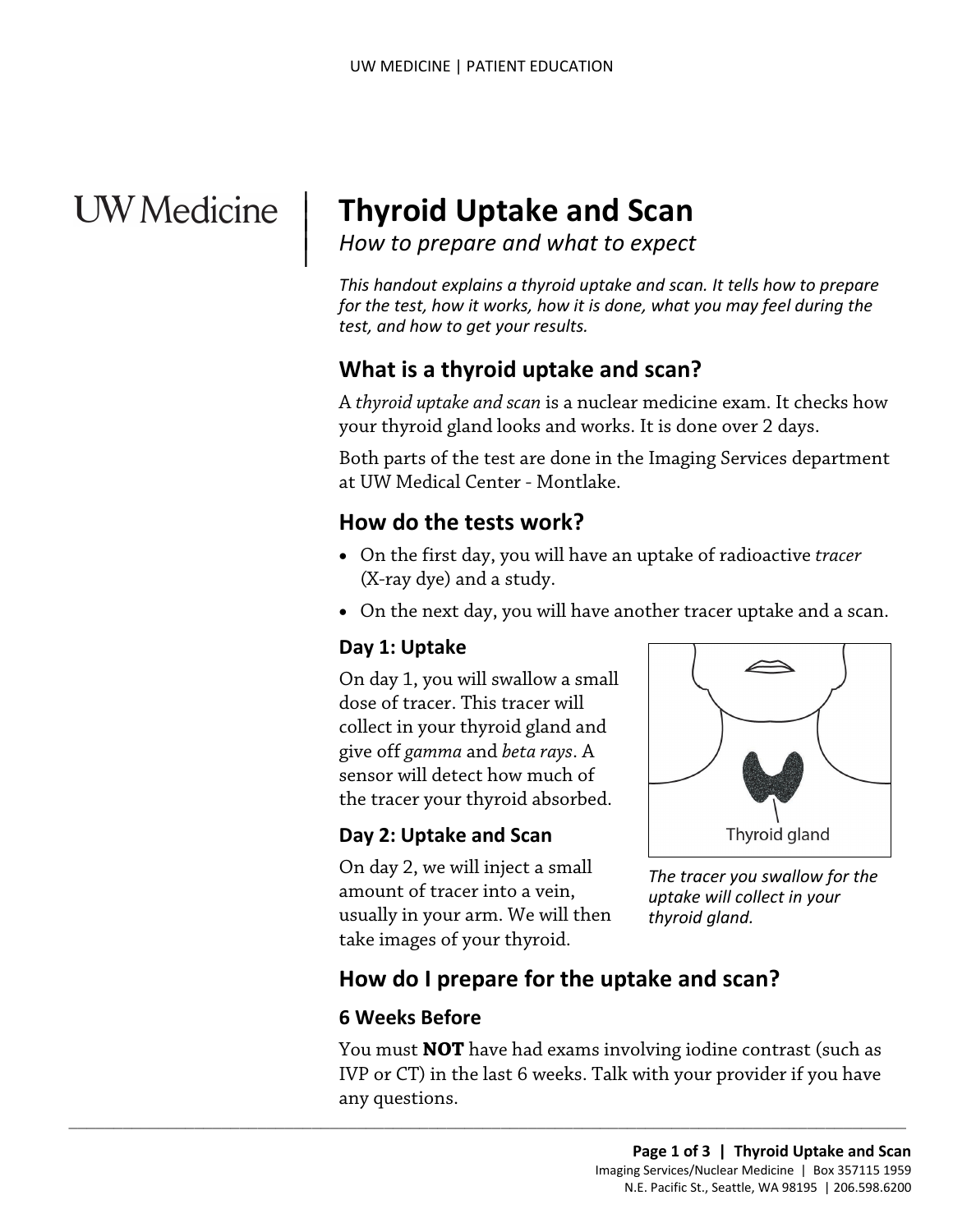# Thyroid Uptake and Scan

*How to prepare and what to expect*

*This handout explains a thyroid uptake and scan. It tells how to prepare for the test, how it works, how it is done, what you may feel during the test, and how to get your results.*

## What is a thyroid uptake and scan?

A *thyroid uptake and scan* is a nuclear medicine exam. It checks how your thyroid gland looks and works. It is done over 2 days.

Both parts of the test are done in the Imaging Services department at UW Medical Center - Montlake.

## How do the tests work?

- On the first day, you will have an uptake of radioactive *tracer* (X-ray dye) and a study.
- On the next day, you will have another tracer uptake and a scan.

### Day 1: Uptake

On day 1, you will swallow a small dose of tracer. This tracer will collect in your thyroid gland and give off *gamma* and *beta rays*. A sensor will detect how much of the tracer your thyroid absorbed.

### Day 2: Uptake and Scan

On day 2, we will inject a small amount of tracer into a vein, usually in your arm. We will then take images of your thyroid.

Thyroid gland

*The tracer you swallow for the uptake will collect in your thyroid gland.*

## How do I prepare for the uptake and scan?

### 6 Weeks Before

You must **NOT** have had exams involving iodine contrast (such as IVP or CT) in the last 6 weeks. Talk with your provider if you have any questions.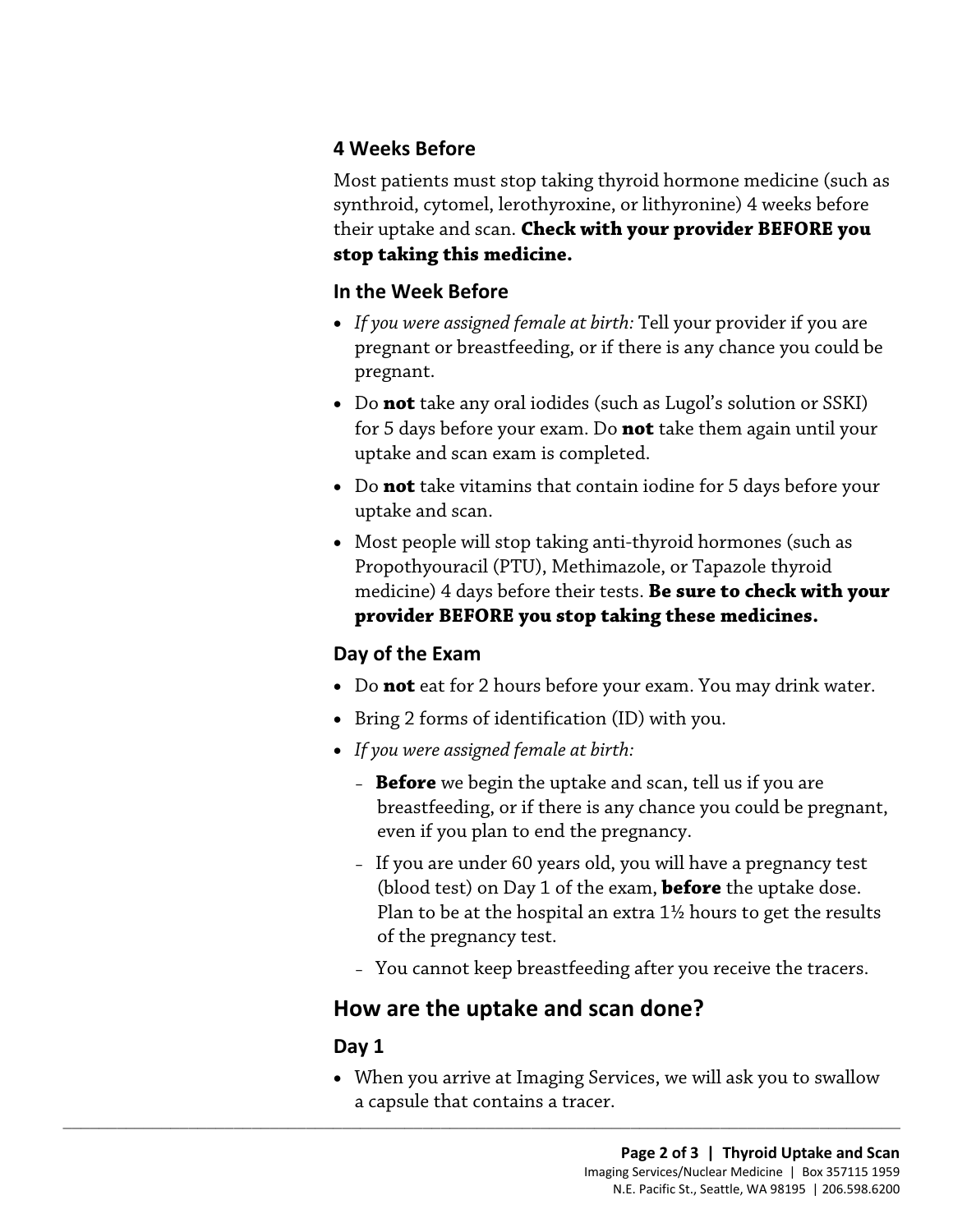### 4 Weeks Before

Most patients must stop taking thyroid hormone medicine (such as synthroid, cytomel, lerothyroxine, or lithyronine) 4 weeks before their uptake and scan. **Check with your provider BEFORE you stop taking this medicine.**

### In the Week Before

- *If you were assigned female at birth:* Tell your provider if you are pregnant or breastfeeding, or if there is any chance you could be pregnant.
- Do **not** take any oral iodides (such as Lugol's solution or SSKI) for 5 days before your exam. Do **not** take them again until your uptake and scan exam is completed.
- Do **not** take vitamins that contain iodine for 5 days before your uptake and scan.
- Most people will stop taking anti-thyroid hormones (such as Propothyouracil (PTU), Methimazole, or Tapazole thyroid medicine) 4 days before their tests. **Be sure to check with your provider BEFORE you stop taking these medicines.**

### Day of the Exam

- Do **not** eat for 2 hours before your exam. You may drink water.
- Bring 2 forms of identification (ID) with you.
- *If you were assigned female at birth:*
  - **Before** we begin the uptake and scan, tell us if you are breastfeeding, or if there is any chance you could be pregnant, even if you plan to end the pregnancy.
  - If you are under 60 years old, you will have a pregnancy test (blood test) on Day 1 of the exam, **before** the uptake dose. Plan to be at the hospital an extra 1½ hours to get the results of the pregnancy test.
  - You cannot keep breastfeeding after you receive the tracers.

## How are the uptake and scan done?

### Day 1

- When you arrive at Imaging Services, we will ask you to swallow a capsule that contains a tracer.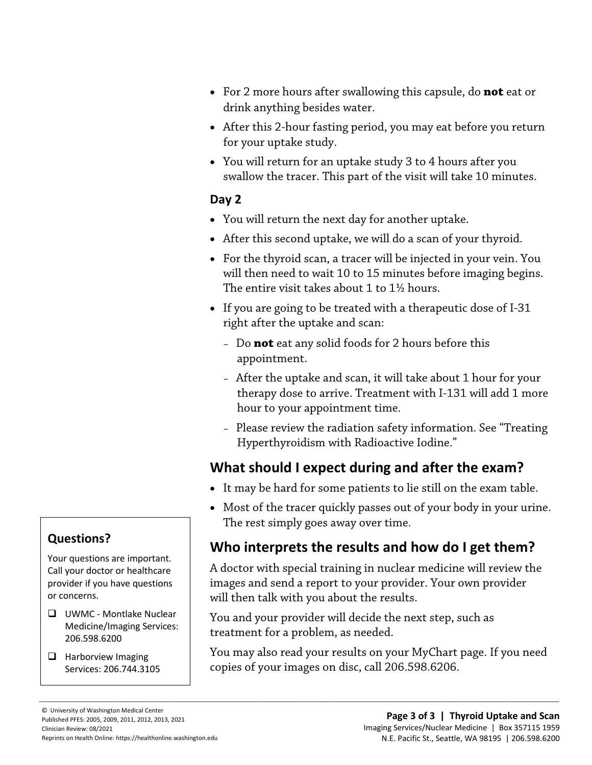- For 2 more hours after swallowing this capsule, do **not** eat or drink anything besides water.
- After this 2-hour fasting period, you may eat before you return for your uptake study.
- You will return for an uptake study 3 to 4 hours after you swallow the tracer. This part of the visit will take 10 minutes.

### Day 2

- You will return the next day for another uptake.
- After this second uptake, we will do a scan of your thyroid.
- For the thyroid scan, a tracer will be injected in your vein. You will then need to wait 10 to 15 minutes before imaging begins. The entire visit takes about 1 to 1½ hours.
- If you are going to be treated with a therapeutic dose of I-31 right after the uptake and scan:
  - Do **not** eat any solid foods for 2 hours before this appointment.
  - After the uptake and scan, it will take about 1 hour for your therapy dose to arrive. Treatment with I-131 will add 1 more hour to your appointment time.
  - Please review the radiation safety information. See "Treating Hyperthyroidism with Radioactive Iodine."

## What should I expect during and after the exam?

- It may be hard for some patients to lie still on the exam table.
- Most of the tracer quickly passes out of your body in your urine. The rest simply goes away over time.

## Who interprets the results and how do I get them?

A doctor with special training in nuclear medicine will review the images and send a report to your provider. Your own provider will then talk with you about the results.

You and your provider will decide the next step, such as treatment for a problem, as needed.

You may also read your results on your MyChart page. If you need copies of your images on disc, call 206.598.6206.

### Questions?

Your questions are important. Call your doctor or healthcare provider if you have questions or concerns.

- ❑ UWMC - Montlake Nuclear Medicine/Imaging Services: 206.598.6200
- ❑ Harborview Imaging Services: 206.744.3105

© University of Washington Medical Center
Published PFES: 2005, 2009, 2011, 2012, 2013, 2021
Clinician Review: 08/2021
Reprints on Health Online: https://healthonline.washington.edu

Imaging Services/Nuclear Medicine | Box 357115 1959 N.E. Pacific St., Seattle, WA 98195 | 206.598.6200